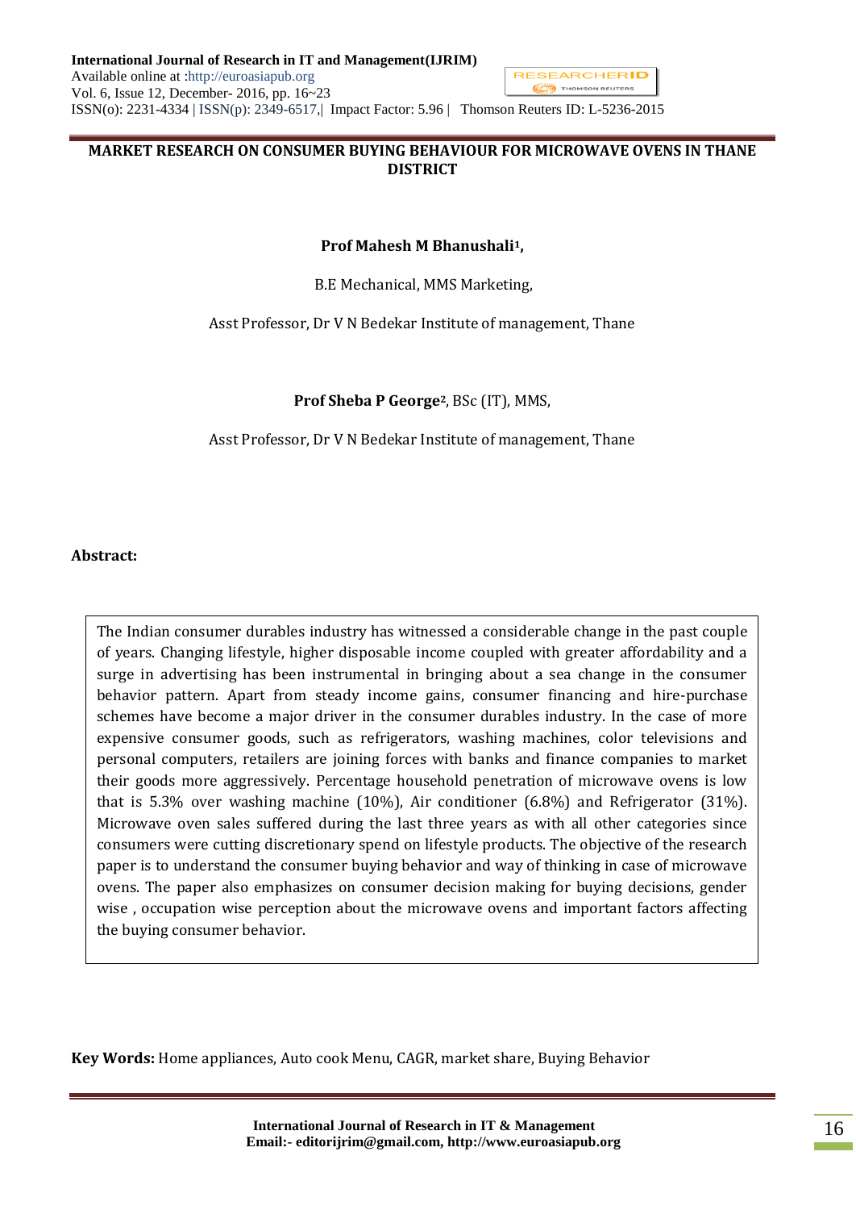# MARKET RESEARCH ON CONSUMER BUYING BEHAVIOUR FOR MICROWAVE OVENS IN THANE DISTRICT

**Prof Mahesh M Bhanushali[1],**

B.E Mechanical, MMS Marketing,

Asst Professor, Dr V N Bedekar Institute of management, Thane

**Prof Sheba P George[2]**, BSc (IT), MMS,

Asst Professor, Dr V N Bedekar Institute of management, Thane

**Abstract:**

The Indian consumer durables industry has witnessed a considerable change in the past couple of years. Changing lifestyle, higher disposable income coupled with greater affordability and a surge in advertising has been instrumental in bringing about a sea change in the consumer behavior pattern. Apart from steady income gains, consumer financing and hire-purchase schemes have become a major driver in the consumer durables industry. In the case of more expensive consumer goods, such as refrigerators, washing machines, color televisions and personal computers, retailers are joining forces with banks and finance companies to market their goods more aggressively. Percentage household penetration of microwave ovens is low that is 5.3% over washing machine (10%), Air conditioner (6.8%) and Refrigerator (31%). Microwave oven sales suffered during the last three years as with all other categories since consumers were cutting discretionary spend on lifestyle products. The objective of the research paper is to understand the consumer buying behavior and way of thinking in case of microwave ovens. The paper also emphasizes on consumer decision making for buying decisions, gender wise , occupation wise perception about the microwave ovens and important factors affecting the buying consumer behavior.

**Key Words:** Home appliances, Auto cook Menu, CAGR, market share, Buying Behavior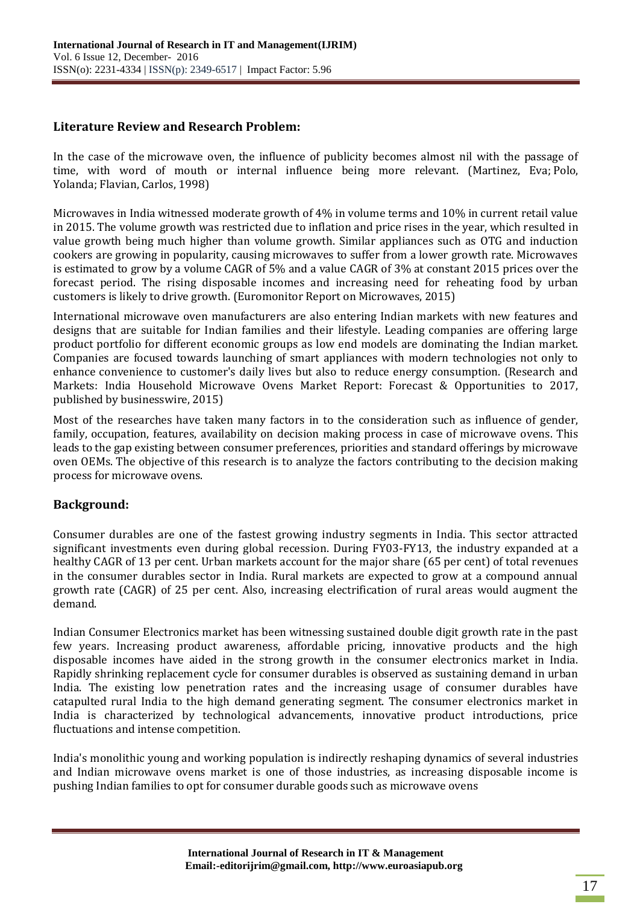## Literature Review and Research Problem:

In the case of the microwave oven, the influence of publicity becomes almost nil with the passage of time, with word of mouth or internal influence being more relevant. (Martinez, Eva; Polo, Yolanda; Flavian, Carlos, 1998)

Microwaves in India witnessed moderate growth of 4% in volume terms and 10% in current retail value in 2015. The volume growth was restricted due to inflation and price rises in the year, which resulted in value growth being much higher than volume growth. Similar appliances such as OTG and induction cookers are growing in popularity, causing microwaves to suffer from a lower growth rate. Microwaves is estimated to grow by a volume CAGR of 5% and a value CAGR of 3% at constant 2015 prices over the forecast period. The rising disposable incomes and increasing need for reheating food by urban customers is likely to drive growth. (Euromonitor Report on Microwaves, 2015)

International microwave oven manufacturers are also entering Indian markets with new features and designs that are suitable for Indian families and their lifestyle. Leading companies are offering large product portfolio for different economic groups as low end models are dominating the Indian market. Companies are focused towards launching of smart appliances with modern technologies not only to enhance convenience to customer's daily lives but also to reduce energy consumption. (Research and Markets: India Household Microwave Ovens Market Report: Forecast & Opportunities to 2017, published by businesswire, 2015)

Most of the researches have taken many factors in to the consideration such as influence of gender, family, occupation, features, availability on decision making process in case of microwave ovens. This leads to the gap existing between consumer preferences, priorities and standard offerings by microwave oven OEMs. The objective of this research is to analyze the factors contributing to the decision making process for microwave ovens.

## Background:

Consumer durables are one of the fastest growing industry segments in India. This sector attracted significant investments even during global recession. During FY03-FY13, the industry expanded at a healthy CAGR of 13 per cent. Urban markets account for the major share (65 per cent) of total revenues in the consumer durables sector in India. Rural markets are expected to grow at a compound annual growth rate (CAGR) of 25 per cent. Also, increasing electrification of rural areas would augment the demand.

Indian Consumer Electronics market has been witnessing sustained double digit growth rate in the past few years. Increasing product awareness, affordable pricing, innovative products and the high disposable incomes have aided in the strong growth in the consumer electronics market in India. Rapidly shrinking replacement cycle for consumer durables is observed as sustaining demand in urban India. The existing low penetration rates and the increasing usage of consumer durables have catapulted rural India to the high demand generating segment. The consumer electronics market in India is characterized by technological advancements, innovative product introductions, price fluctuations and intense competition.

India's monolithic young and working population is indirectly reshaping dynamics of several industries and Indian microwave ovens market is one of those industries, as increasing disposable income is pushing Indian families to opt for consumer durable goods such as microwave ovens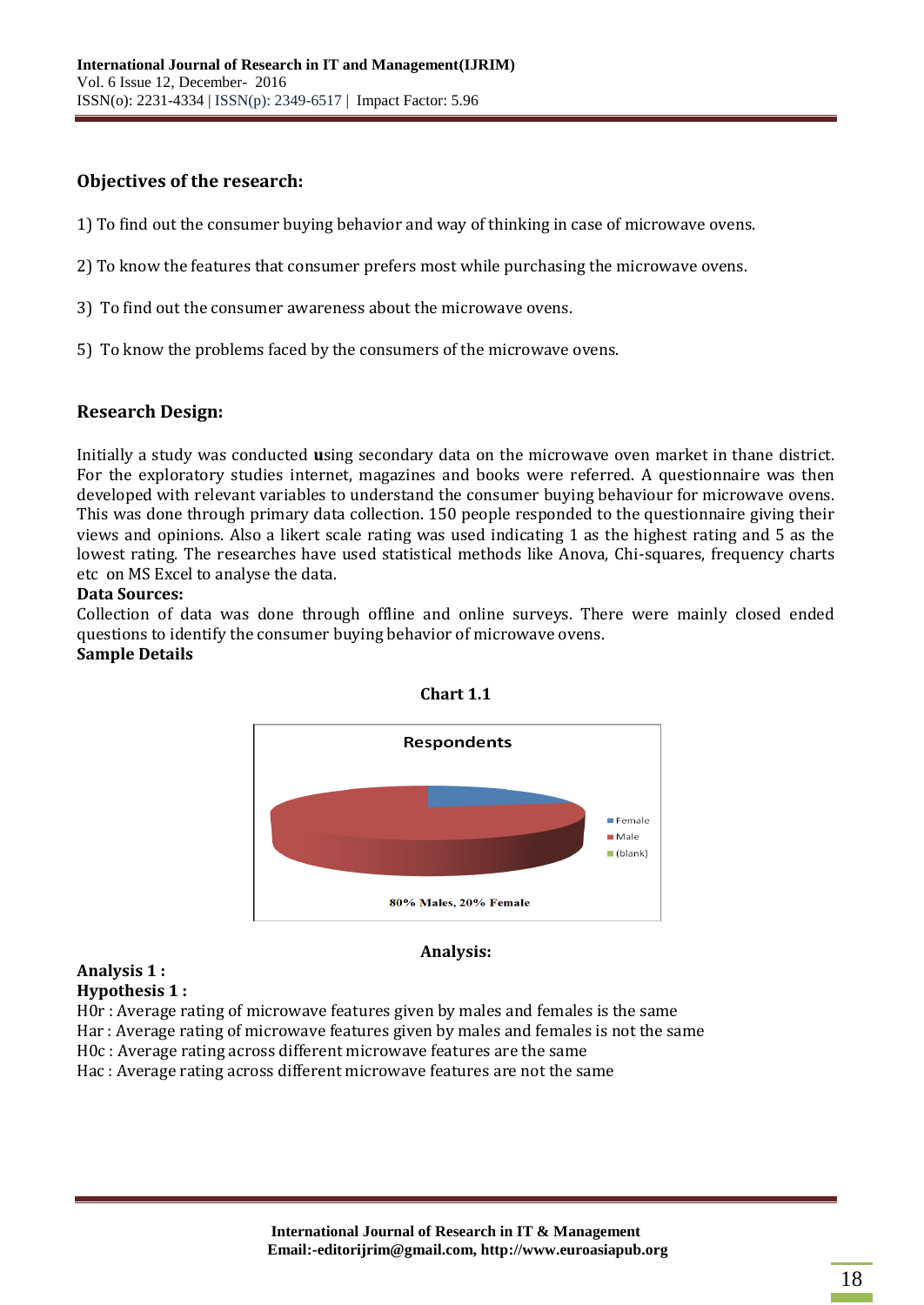## Objectives of the research:

1) To find out the consumer buying behavior and way of thinking in case of microwave ovens.

2) To know the features that consumer prefers most while purchasing the microwave ovens.

3) To find out the consumer awareness about the microwave ovens.

5) To know the problems faced by the consumers of the microwave ovens.

## Research Design:

Initially a study was conducted **u**sing secondary data on the microwave oven market in thane district. For the exploratory studies internet, magazines and books were referred. A questionnaire was then developed with relevant variables to understand the consumer buying behaviour for microwave ovens. This was done through primary data collection. 150 people responded to the questionnaire giving their views and opinions. Also a likert scale rating was used indicating 1 as the highest rating and 5 as the lowest rating. The researches have used statistical methods like Anova, Chi-squares, frequency charts etc on MS Excel to analyse the data.

**Data Sources:**

Collection of data was done through offline and online surveys. There were mainly closed ended questions to identify the consumer buying behavior of microwave ovens.

**Sample Details**

**Chart 1.1**

Respondents

Female
Male
(blank)

80% Males, 20% Female

**Analysis:**

**Analysis 1 :**

**Hypothesis 1 :**

H0r : Average rating of microwave features given by males and females is the same

Har : Average rating of microwave features given by males and females is not the same

H0c : Average rating across different microwave features are the same

Hac : Average rating across different microwave features are not the same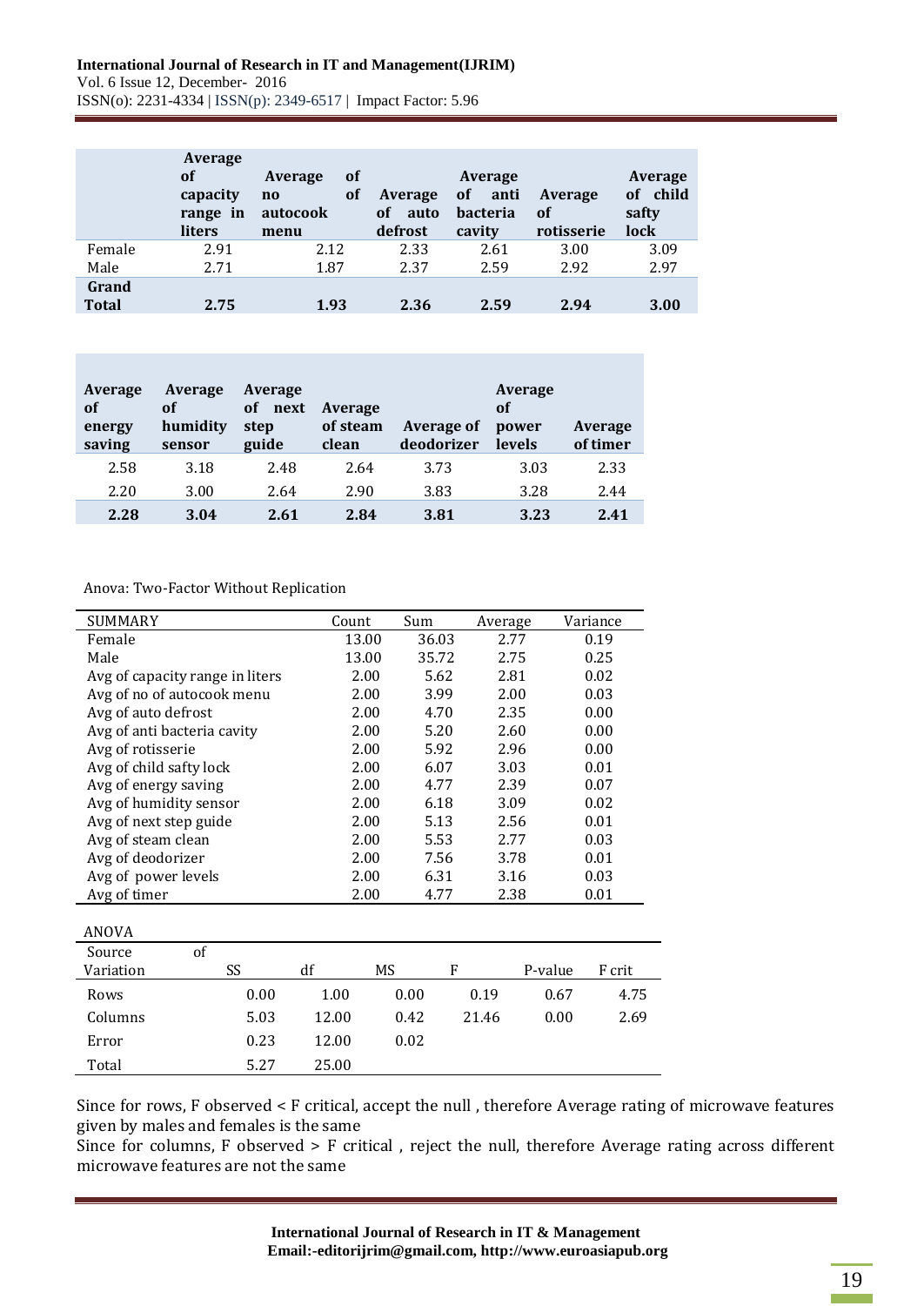| | Average of capacity range in liters | Average no of autocook menu | Average of auto defrost | Average of anti bacteria cavity | Average of rotisserie | Average of child safty lock |
|---|---|---|---|---|---|---|
| Female | 2.91 | 2.12 | 2.33 | 2.61 | 3.00 | 3.09 |
| Male | 2.71 | 1.87 | 2.37 | 2.59 | 2.92 | 2.97 |
| **Grand Total** | **2.75** | **1.93** | **2.36** | **2.59** | **2.94** | **3.00** |

| Average of energy saving | Average of humidity sensor | Average of next step guide | Average of steam clean | Average of deodorizer | Average of power levels | Average of timer |
|---|---|---|---|---|---|---|
| 2.58 | 3.18 | 2.48 | 2.64 | 3.73 | 3.03 | 2.33 |
| 2.20 | 3.00 | 2.64 | 2.90 | 3.83 | 3.28 | 2.44 |
| **2.28** | **3.04** | **2.61** | **2.84** | **3.81** | **3.23** | **2.41** |

Anova: Two-Factor Without Replication

| SUMMARY | Count | Sum | Average | Variance |
|---|---|---|---|---|
| Female | 13.00 | 36.03 | 2.77 | 0.19 |
| Male | 13.00 | 35.72 | 2.75 | 0.25 |
| Avg of capacity range in liters | 2.00 | 5.62 | 2.81 | 0.02 |
| Avg of no of autocook menu | 2.00 | 3.99 | 2.00 | 0.03 |
| Avg of auto defrost | 2.00 | 4.70 | 2.35 | 0.00 |
| Avg of anti bacteria cavity | 2.00 | 5.20 | 2.60 | 0.00 |
| Avg of rotisserie | 2.00 | 5.92 | 2.96 | 0.00 |
| Avg of child safty lock | 2.00 | 6.07 | 3.03 | 0.01 |
| Avg of energy saving | 2.00 | 4.77 | 2.39 | 0.07 |
| Avg of humidity sensor | 2.00 | 6.18 | 3.09 | 0.02 |
| Avg of next step guide | 2.00 | 5.13 | 2.56 | 0.01 |
| Avg of steam clean | 2.00 | 5.53 | 2.77 | 0.03 |
| Avg of deodorizer | 2.00 | 7.56 | 3.78 | 0.01 |
| Avg of power levels | 2.00 | 6.31 | 3.16 | 0.03 |
| Avg of timer | 2.00 | 4.77 | 2.38 | 0.01 |

ANOVA

| Source of Variation | SS | df | MS | F | P-value | F crit |
|---|---|---|---|---|---|---|
| Rows | 0.00 | 1.00 | 0.00 | 0.19 | 0.67 | 4.75 |
| Columns | 5.03 | 12.00 | 0.42 | 21.46 | 0.00 | 2.69 |
| Error | 0.23 | 12.00 | 0.02 | | | |
| Total | 5.27 | 25.00 | | | | |

Since for rows, F observed < F critical, accept the null , therefore Average rating of microwave features given by males and females is the same

Since for columns, F observed > F critical , reject the null, therefore Average rating across different microwave features are not the same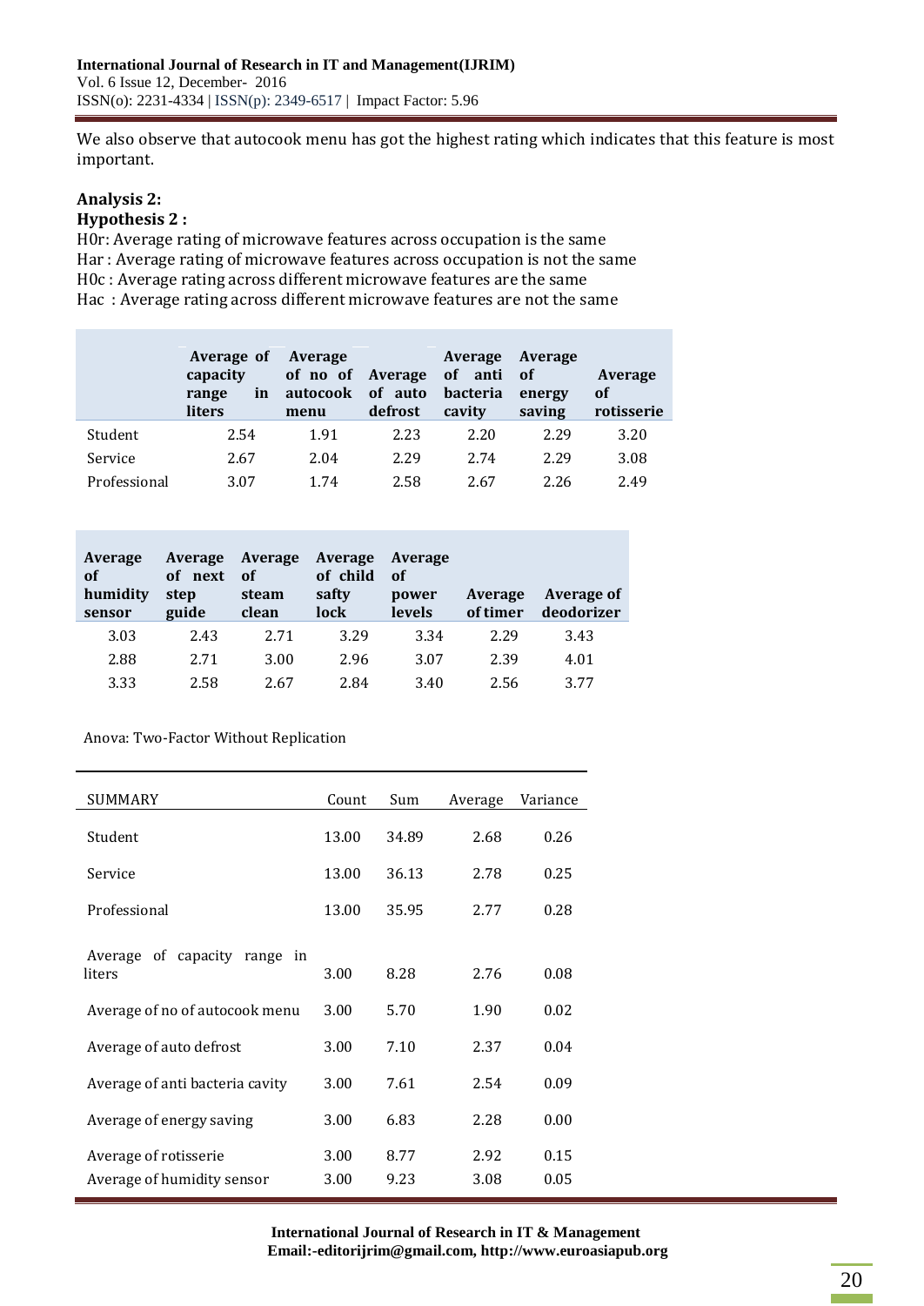We also observe that autocook menu has got the highest rating which indicates that this feature is most important.

**Analysis 2:**

**Hypothesis 2 :**

H0r: Average rating of microwave features across occupation is the same
Har : Average rating of microwave features across occupation is not the same
H0c : Average rating across different microwave features are the same
Hac : Average rating across different microwave features are not the same

| | Average of capacity range in liters | Average of no of autocook menu | Average of auto defrost | Average of anti bacteria cavity | Average of energy saving | Average of rotisserie |
|---|---|---|---|---|---|---|
| Student | 2.54 | 1.91 | 2.23 | 2.20 | 2.29 | 3.20 |
| Service | 2.67 | 2.04 | 2.29 | 2.74 | 2.29 | 3.08 |
| Professional | 3.07 | 1.74 | 2.58 | 2.67 | 2.26 | 2.49 |

| Average of humidity sensor | Average of next step guide | Average of steam clean | Average of child safty lock | Average of power levels | Average of timer | Average of deodorizer |
|---|---|---|---|---|---|---|
| 3.03 | 2.43 | 2.71 | 3.29 | 3.34 | 2.29 | 3.43 |
| 2.88 | 2.71 | 3.00 | 2.96 | 3.07 | 2.39 | 4.01 |
| 3.33 | 2.58 | 2.67 | 2.84 | 3.40 | 2.56 | 3.77 |

Anova: Two-Factor Without Replication

| SUMMARY | Count | Sum | Average | Variance |
|---|---|---|---|---|
| Student | 13.00 | 34.89 | 2.68 | 0.26 |
| Service | 13.00 | 36.13 | 2.78 | 0.25 |
| Professional | 13.00 | 35.95 | 2.77 | 0.28 |
| Average of capacity range in liters | 3.00 | 8.28 | 2.76 | 0.08 |
| Average of no of autocook menu | 3.00 | 5.70 | 1.90 | 0.02 |
| Average of auto defrost | 3.00 | 7.10 | 2.37 | 0.04 |
| Average of anti bacteria cavity | 3.00 | 7.61 | 2.54 | 0.09 |
| Average of energy saving | 3.00 | 6.83 | 2.28 | 0.00 |
| Average of rotisserie | 3.00 | 8.77 | 2.92 | 0.15 |
| Average of humidity sensor | 3.00 | 9.23 | 3.08 | 0.05 |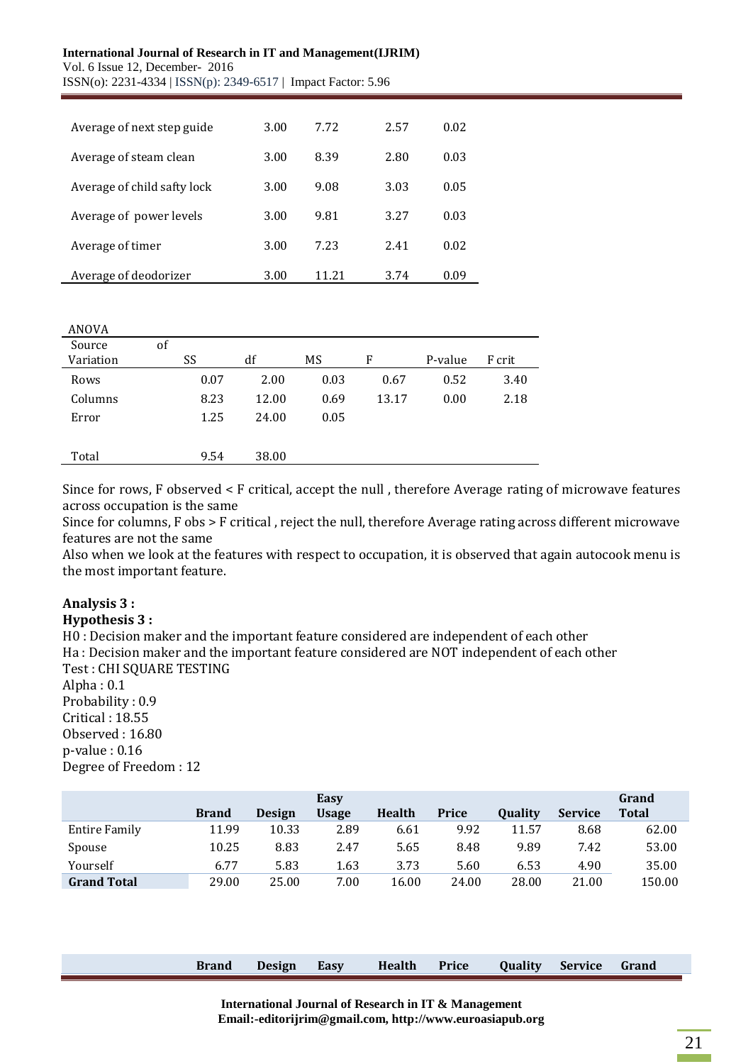| | | | | |
|---|---|---|---|---|
| Average of next step guide | 3.00 | 7.72 | 2.57 | 0.02 |
| Average of steam clean | 3.00 | 8.39 | 2.80 | 0.03 |
| Average of child safty lock | 3.00 | 9.08 | 3.03 | 0.05 |
| Average of power levels | 3.00 | 9.81 | 3.27 | 0.03 |
| Average of timer | 3.00 | 7.23 | 2.41 | 0.02 |
| Average of deodorizer | 3.00 | 11.21 | 3.74 | 0.09 |

ANOVA

| Source of Variation | SS | df | MS | F | P-value | F crit |
|---|---|---|---|---|---|---|
| Rows | 0.07 | 2.00 | 0.03 | 0.67 | 0.52 | 3.40 |
| Columns | 8.23 | 12.00 | 0.69 | 13.17 | 0.00 | 2.18 |
| Error | 1.25 | 24.00 | 0.05 | | | |
| Total | 9.54 | 38.00 | | | | |

Since for rows, F observed < F critical, accept the null , therefore Average rating of microwave features across occupation is the same

Since for columns, F obs > F critical , reject the null, therefore Average rating across different microwave features are not the same

Also when we look at the features with respect to occupation, it is observed that again autocook menu is the most important feature.

**Analysis 3 :**

**Hypothesis 3 :**

H0 : Decision maker and the important feature considered are independent of each other

Ha : Decision maker and the important feature considered are NOT independent of each other

Test : CHI SQUARE TESTING

Alpha : 0.1

Probability : 0.9

Critical : 18.55

Observed : 16.80

p-value : 0.16

Degree of Freedom : 12

| | Brand | Design | Easy Usage | Health | Price | Quality | Service | Grand Total |
|---|---|---|---|---|---|---|---|---|
| Entire Family | 11.99 | 10.33 | 2.89 | 6.61 | 9.92 | 11.57 | 8.68 | 62.00 |
| Spouse | 10.25 | 8.83 | 2.47 | 5.65 | 8.48 | 9.89 | 7.42 | 53.00 |
| Yourself | 6.77 | 5.83 | 1.63 | 3.73 | 5.60 | 6.53 | 4.90 | 35.00 |
| **Grand Total** | 29.00 | 25.00 | 7.00 | 16.00 | 24.00 | 28.00 | 21.00 | 150.00 |

| | Brand | Design | Easy | Health | Price | Quality | Service | Grand |
|---|---|---|---|---|---|---|---|---|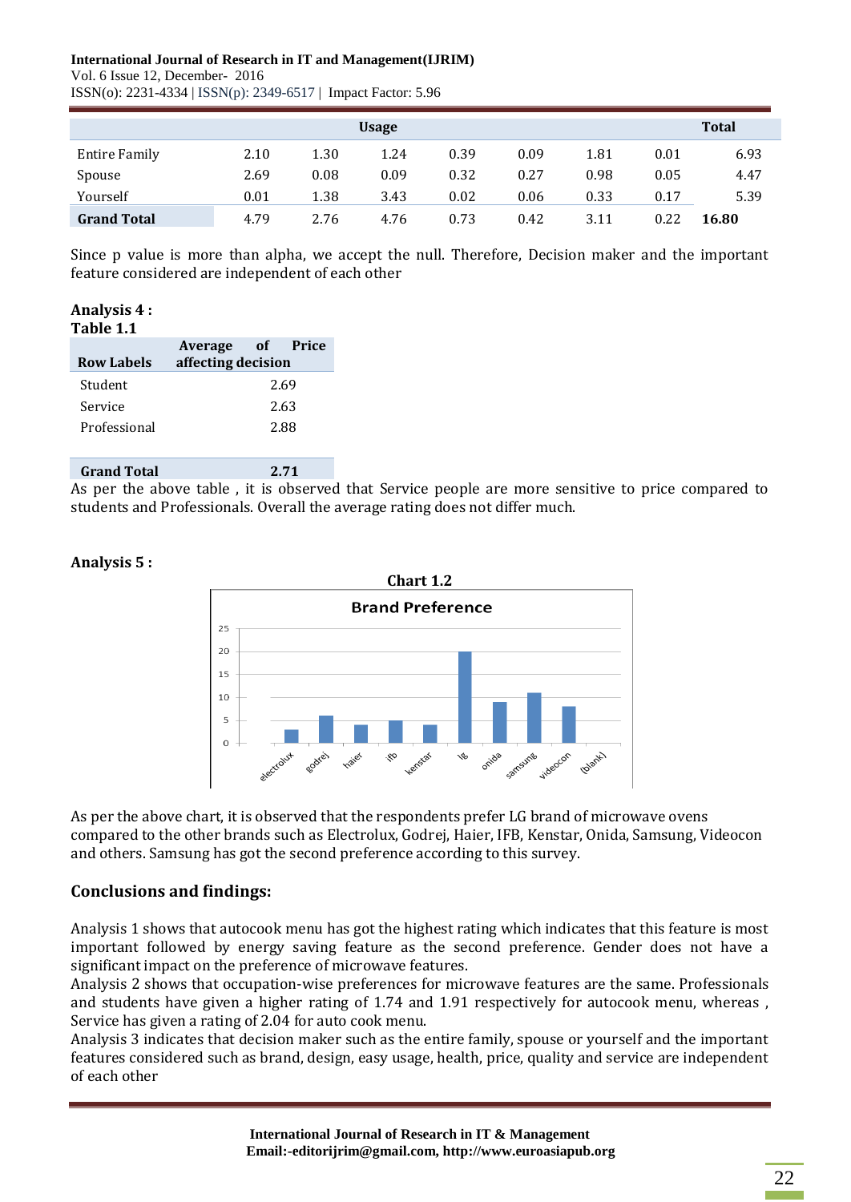| | Usage | | | | | | | Total |
|---|---|---|---|---|---|---|---|---|
| Entire Family | 2.10 | 1.30 | 1.24 | 0.39 | 0.09 | 1.81 | 0.01 | 6.93 |
| Spouse | 2.69 | 0.08 | 0.09 | 0.32 | 0.27 | 0.98 | 0.05 | 4.47 |
| Yourself | 0.01 | 1.38 | 3.43 | 0.02 | 0.06 | 0.33 | 0.17 | 5.39 |
| **Grand Total** | 4.79 | 2.76 | 4.76 | 0.73 | 0.42 | 3.11 | 0.22 | **16.80** |

Since p value is more than alpha, we accept the null. Therefore, Decision maker and the important feature considered are independent of each other

**Analysis 4 :**

**Table 1.1**

| Row Labels | Average of Price affecting decision |
|---|---|
| Student | 2.69 |
| Service | 2.63 |
| Professional | 2.88 |
| **Grand Total** | **2.71** |

As per the above table , it is observed that Service people are more sensitive to price compared to students and Professionals. Overall the average rating does not differ much.

**Analysis 5 :**

**Chart 1.2**

As per the above chart, it is observed that the respondents prefer LG brand of microwave ovens compared to the other brands such as Electrolux, Godrej, Haier, IFB, Kenstar, Onida, Samsung, Videocon and others. Samsung has got the second preference according to this survey.

## Conclusions and findings:

Analysis 1 shows that autocook menu has got the highest rating which indicates that this feature is most important followed by energy saving feature as the second preference. Gender does not have a significant impact on the preference of microwave features.

Analysis 2 shows that occupation-wise preferences for microwave features are the same. Professionals and students have given a higher rating of 1.74 and 1.91 respectively for autocook menu, whereas , Service has given a rating of 2.04 for auto cook menu.

Analysis 3 indicates that decision maker such as the entire family, spouse or yourself and the important features considered such as brand, design, easy usage, health, price, quality and service are independent of each other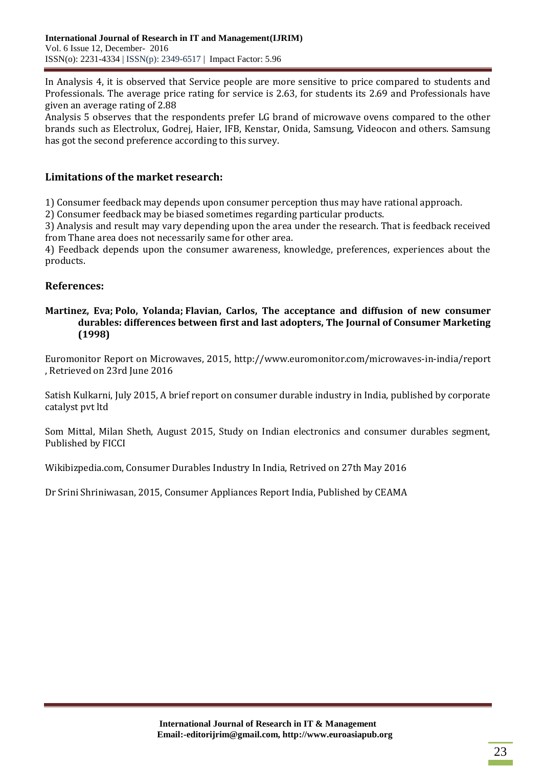In Analysis 4, it is observed that Service people are more sensitive to price compared to students and Professionals. The average price rating for service is 2.63, for students its 2.69 and Professionals have given an average rating of 2.88

Analysis 5 observes that the respondents prefer LG brand of microwave ovens compared to the other brands such as Electrolux, Godrej, Haier, IFB, Kenstar, Onida, Samsung, Videocon and others. Samsung has got the second preference according to this survey.

## Limitations of the market research:

1) Consumer feedback may depends upon consumer perception thus may have rational approach.
2) Consumer feedback may be biased sometimes regarding particular products.
3) Analysis and result may vary depending upon the area under the research. That is feedback received from Thane area does not necessarily same for other area.
4) Feedback depends upon the consumer awareness, knowledge, preferences, experiences about the products.

## References:

**Martinez, Eva; Polo, Yolanda; Flavian, Carlos, The acceptance and diffusion of new consumer durables: differences between first and last adopters, The Journal of Consumer Marketing (1998)**

Euromonitor Report on Microwaves, 2015, http://www.euromonitor.com/microwaves-in-india/report , Retrieved on 23rd June 2016

Satish Kulkarni, July 2015, A brief report on consumer durable industry in India, published by corporate catalyst pvt ltd

Som Mittal, Milan Sheth, August 2015, Study on Indian electronics and consumer durables segment, Published by FICCI

Wikibizpedia.com, Consumer Durables Industry In India, Retrived on 27th May 2016

Dr Srini Shriniwasan, 2015, Consumer Appliances Report India, Published by CEAMA